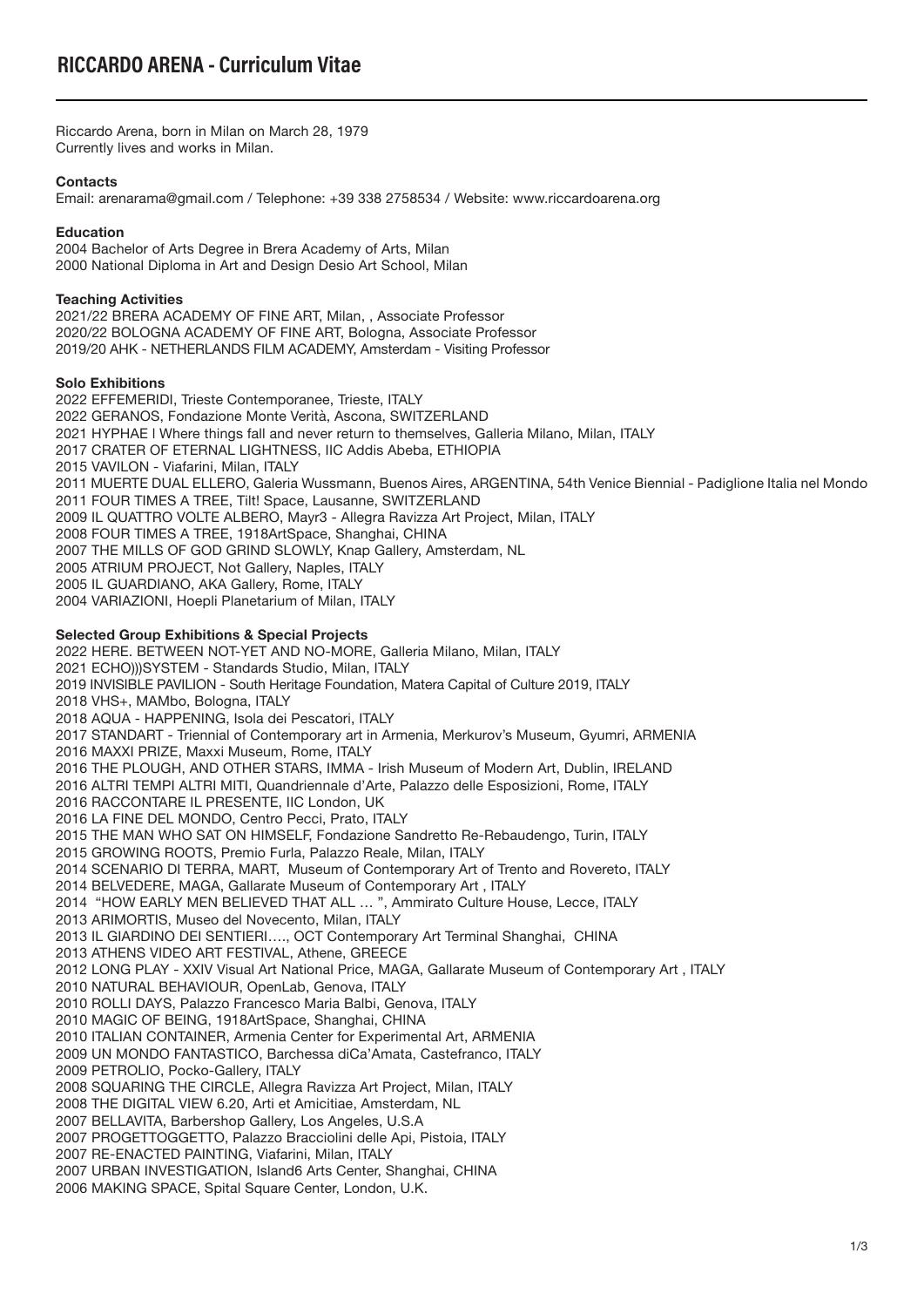# RICCARDO ARENA - Curriculum Vitae

Riccardo Arena, born in Milan on March 28, 1979
Currently lives and works in Milan.

**Contacts**
Email: arenarama@gmail.com / Telephone: +39 338 2758534 / Website: www.riccardoarena.org

**Education**
2004 Bachelor of Arts Degree in Brera Academy of Arts, Milan
2000 National Diploma in Art and Design Desio Art School, Milan

**Teaching Activities**
2021/22 BRERA ACADEMY OF FINE ART, Milan, , Associate Professor
2020/22 BOLOGNA ACADEMY OF FINE ART, Bologna, Associate Professor
2019/20 AHK - NETHERLANDS FILM ACADEMY, Amsterdam - Visiting Professor

**Solo Exhibitions**
2022 EFFEMERIDI, Trieste Contemporanee, Trieste, ITALY
2022 GERANOS, Fondazione Monte Verità, Ascona, SWITZERLAND
2021 HYPHAE | Where things fall and never return to themselves, Galleria Milano, Milan, ITALY
2017 CRATER OF ETERNAL LIGHTNESS, IIC Addis Abeba, ETHIOPIA
2015 VAVILON - Viafarini, Milan, ITALY
2011 MUERTE DUAL ELLERO, Galeria Wussmann, Buenos Aires, ARGENTINA, 54th Venice Biennial - Padiglione Italia nel Mondo
2011 FOUR TIMES A TREE, Tilt! Space, Lausanne, SWITZERLAND
2009 IL QUATTRO VOLTE ALBERO, Mayr3 - Allegra Ravizza Art Project, Milan, ITALY
2008 FOUR TIMES A TREE, 1918ArtSpace, Shanghai, CHINA
2007 THE MILLS OF GOD GRIND SLOWLY, Knap Gallery, Amsterdam, NL
2005 ATRIUM PROJECT, Not Gallery, Naples, ITALY
2005 IL GUARDIANO, AKA Gallery, Rome, ITALY
2004 VARIAZIONI, Hoepli Planetarium of Milan, ITALY

**Selected Group Exhibitions & Special Projects**
2022 HERE. BETWEEN NOT-YET AND NO-MORE, Galleria Milano, Milan, ITALY
2021 ECHO)))SYSTEM - Standards Studio, Milan, ITALY
2019 INVISIBLE PAVILION - South Heritage Foundation, Matera Capital of Culture 2019, ITALY
2018 VHS+, MAMbo, Bologna, ITALY
2018 AQUA - HAPPENING, Isola dei Pescatori, ITALY
2017 STANDART - Triennial of Contemporary art in Armenia, Merkurov's Museum, Gyumri, ARMENIA
2016 MAXXI PRIZE, Maxxi Museum, Rome, ITALY
2016 THE PLOUGH, AND OTHER STARS, IMMA - Irish Museum of Modern Art, Dublin, IRELAND
2016 ALTRI TEMPI ALTRI MITI, Quandriennale d'Arte, Palazzo delle Esposizioni, Rome, ITALY
2016 RACCONTARE IL PRESENTE, IIC London, UK
2016 LA FINE DEL MONDO, Centro Pecci, Prato, ITALY
2015 THE MAN WHO SAT ON HIMSELF, Fondazione Sandretto Re-Rebaudengo, Turin, ITALY
2015 GROWING ROOTS, Premio Furla, Palazzo Reale, Milan, ITALY
2014 SCENARIO DI TERRA, MART, Museum of Contemporary Art of Trento and Rovereto, ITALY
2014 BELVEDERE, MAGA, Gallarate Museum of Contemporary Art , ITALY
2014 "HOW EARLY MEN BELIEVED THAT ALL … ", Ammirato Culture House, Lecce, ITALY
2013 ARIMORTIS, Museo del Novecento, Milan, ITALY
2013 IL GIARDINO DEI SENTIERI…., OCT Contemporary Art Terminal Shanghai, CHINA
2013 ATHENS VIDEO ART FESTIVAL, Athene, GREECE
2012 LONG PLAY - XXIV Visual Art National Price, MAGA, Gallarate Museum of Contemporary Art , ITALY
2010 NATURAL BEHAVIOUR, OpenLab, Genova, ITALY
2010 ROLLI DAYS, Palazzo Francesco Maria Balbi, Genova, ITALY
2010 MAGIC OF BEING, 1918ArtSpace, Shanghai, CHINA
2010 ITALIAN CONTAINER, Armenia Center for Experimental Art, ARMENIA
2009 UN MONDO FANTASTICO, Barchessa diCa'Amata, Castefranco, ITALY
2009 PETROLIO, Pocko-Gallery, ITALY
2008 SQUARING THE CIRCLE, Allegra Ravizza Art Project, Milan, ITALY
2008 THE DIGITAL VIEW 6.20, Arti et Amicitiae, Amsterdam, NL
2007 BELLAVITA, Barbershop Gallery, Los Angeles, U.S.A
2007 PROGETTOGGETTO, Palazzo Bracciolini delle Api, Pistoia, ITALY
2007 RE-ENACTED PAINTING, Viafarini, Milan, ITALY
2007 URBAN INVESTIGATION, Island6 Arts Center, Shanghai, CHINA
2006 MAKING SPACE, Spital Square Center, London, U.K.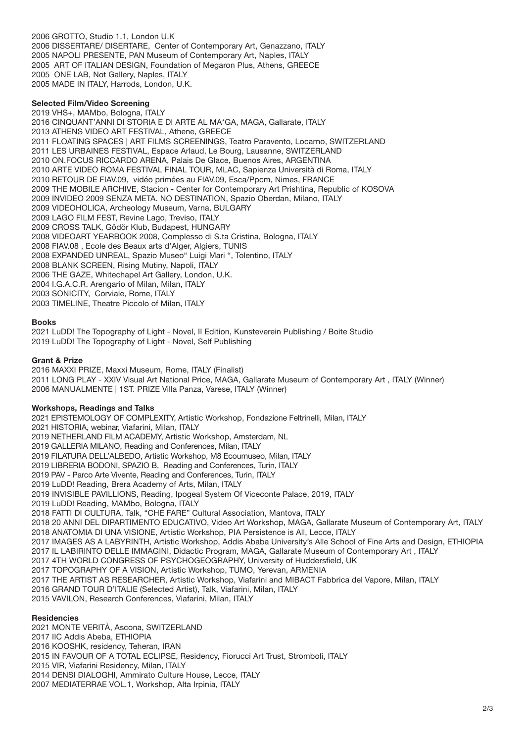2006 GROTTO, Studio 1.1, London U.K
2006 DISSERTARE/ DISERTARE, Center of Contemporary Art, Genazzano, ITALY
2005 NAPOLI PRESENTE, PAN Museum of Contemporary Art, Naples, ITALY
2005 ART OF ITALIAN DESIGN, Foundation of Megaron Plus, Athens, GREECE
2005 ONE LAB, Not Gallery, Naples, ITALY
2005 MADE IN ITALY, Harrods, London, U.K.

**Selected Film/Video Screening**

2019 VHS+, MAMbo, Bologna, ITALY
2016 CINQUANT'ANNI DI STORIA E DI ARTE AL MA*GA, MAGA, Gallarate, ITALY
2013 ATHENS VIDEO ART FESTIVAL, Athene, GREECE
2011 FLOATING SPACES | ART FILMS SCREENINGS, Teatro Paravento, Locarno, SWITZERLAND
2011 LES URBAINES FESTIVAL, Espace Arlaud, Le Bourg, Lausanne, SWITZERLAND
2010 ON.FOCUS RICCARDO ARENA, Palais De Glace, Buenos Aires, ARGENTINA
2010 ARTE VIDEO ROMA FESTIVAL FINAL TOUR, MLAC, Sapienza Università di Roma, ITALY
2010 RETOUR DE FIAV.09, vidéo primées au FIAV.09, Esca/Ppcm, Nimes, FRANCE
2009 THE MOBILE ARCHIVE, Stacion - Center for Contemporary Art Prishtina, Republic of KOSOVA
2009 INVIDEO 2009 SENZA META. NO DESTINATION, Spazio Oberdan, Milano, ITALY
2009 VIDEOHOLICA, Archeology Museum, Varna, BULGARY
2009 LAGO FILM FEST, Revine Lago, Treviso, ITALY
2009 CROSS TALK, Gödör Klub, Budapest, HUNGARY
2008 VIDEOART YEARBOOK 2008, Complesso di S.ta Cristina, Bologna, ITALY
2008 FIAV.08 , Ecole des Beaux arts d'Alger, Algiers, TUNIS
2008 EXPANDED UNREAL, Spazio Museo" Luigi Mari ", Tolentino, ITALY
2008 BLANK SCREEN, Rising Mutiny, Napoli, ITALY
2006 THE GAZE, Whitechapel Art Gallery, London, U.K.
2004 I.G.A.C.R. Arengario of Milan, Milan, ITALY
2003 SONICITY, Corviale, Rome, ITALY
2003 TIMELINE, Theatre Piccolo of Milan, ITALY

**Books**

2021 LuDD! The Topography of Light - Novel, II Edition, Kunsteverein Publishing / Boite Studio
2019 LuDD! The Topography of Light - Novel, Self Publishing

**Grant & Prize**

2016 MAXXI PRIZE, Maxxi Museum, Rome, ITALY (Finalist)
2011 LONG PLAY - XXIV Visual Art National Price, MAGA, Gallarate Museum of Contemporary Art , ITALY (Winner)
2006 MANUALMENTE | 1ST. PRIZE Villa Panza, Varese, ITALY (Winner)

**Workshops, Readings and Talks**

2021 EPISTEMOLOGY OF COMPLEXITY, Artistic Workshop, Fondazione Feltrinelli, Milan, ITALY
2021 HISTORIA, webinar, Viafarini, Milan, ITALY
2019 NETHERLAND FILM ACADEMY, Artistic Workshop, Amsterdam, NL
2019 GALLERIA MILANO, Reading and Conferences, Milan, ITALY
2019 FILATURA DELL'ALBEDO, Artistic Workshop, M8 Ecoumuseo, Milan, ITALY
2019 LIBRERIA BODONI, SPAZIO B, Reading and Conferences, Turin, ITALY
2019 PAV - Parco Arte Vivente, Reading and Conferences, Turin, ITALY
2019 LuDD! Reading, Brera Academy of Arts, Milan, ITALY
2019 INVISIBLE PAVILLIONS, Reading, Ipogeal System Of Viceconte Palace, 2019, ITALY
2019 LuDD! Reading, MAMbo, Bologna, ITALY
2018 FATTI DI CULTURA, Talk, "CHE FARE" Cultural Association, Mantova, ITALY
2018 20 ANNI DEL DIPARTIMENTO EDUCATIVO, Video Art Workshop, MAGA, Gallarate Museum of Contemporary Art, ITALY
2018 ANATOMIA DI UNA VISIONE, Artistic Workshop, PIA Persistence is All, Lecce, ITALY
2017 IMAGES AS A LABYRINTH, Artistic Workshop, Addis Ababa University's Alle School of Fine Arts and Design, ETHIOPIA
2017 IL LABIRINTO DELLE IMMAGINI, Didactic Program, MAGA, Gallarate Museum of Contemporary Art , ITALY
2017 4TH WORLD CONGRESS OF PSYCHOGEOGRAPHY, University of Huddersfield, UK
2017 TOPOGRAPHY OF A VISION, Artistic Workshop, TUMO, Yerevan, ARMENIA
2017 THE ARTIST AS RESEARCHER, Artistic Workshop, Viafarini and MIBACT Fabbrica del Vapore, Milan, ITALY
2016 GRAND TOUR D'ITALIE (Selected Artist), Talk, Viafarini, Milan, ITALY
2015 VAVILON, Research Conferences, Viafarini, Milan, ITALY

**Residencies**

2021 MONTE VERITÀ, Ascona, SWITZERLAND
2017 IIC Addis Abeba, ETHIOPIA
2016 KOOSHK, residency, Teheran, IRAN
2015 IN FAVOUR OF A TOTAL ECLIPSE, Residency, Fiorucci Art Trust, Stromboli, ITALY
2015 VIR, Viafarini Residency, Milan, ITALY
2014 DENSI DIALOGHI, Ammirato Culture House, Lecce, ITALY
2007 MEDIATERRAE VOL.1, Workshop, Alta Irpinia, ITALY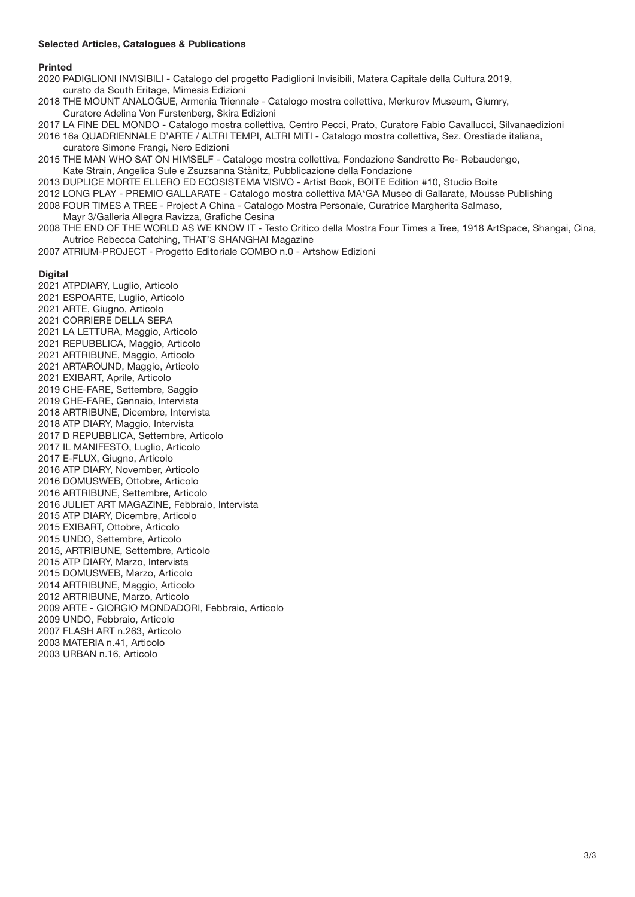**Selected Articles, Catalogues & Publications**

**Printed**

2020 PADIGLIONI INVISIBILI - Catalogo del progetto Padiglioni Invisibili, Matera Capitale della Cultura 2019, curato da South Eritage, Mimesis Edizioni
2018 THE MOUNT ANALOGUE, Armenia Triennale - Catalogo mostra collettiva, Merkurov Museum, Giumry, Curatore Adelina Von Furstenberg, Skira Edizioni
2017 LA FINE DEL MONDO - Catalogo mostra collettiva, Centro Pecci, Prato, Curatore Fabio Cavallucci, Silvanaedizioni
2016 16a QUADRIENNALE D'ARTE / ALTRI TEMPI, ALTRI MITI - Catalogo mostra collettiva, Sez. Orestiade italiana, curatore Simone Frangi, Nero Edizioni
2015 THE MAN WHO SAT ON HIMSELF - Catalogo mostra collettiva, Fondazione Sandretto Re- Rebaudengo, Kate Strain, Angelica Sule e Zsuzsanna Stànitz, Pubblicazione della Fondazione
2013 DUPLICE MORTE ELLERO ED ECOSISTEMA VISIVO - Artist Book, BOITE Edition #10, Studio Boite
2012 LONG PLAY - PREMIO GALLARATE - Catalogo mostra collettiva MA*GA Museo di Gallarate, Mousse Publishing
2008 FOUR TIMES A TREE - Project A China - Catalogo Mostra Personale, Curatrice Margherita Salmaso, Mayr 3/Galleria Allegra Ravizza, Grafiche Cesina
2008 THE END OF THE WORLD AS WE KNOW IT - Testo Critico della Mostra Four Times a Tree, 1918 ArtSpace, Shangai, Cina, Autrice Rebecca Catching, THAT'S SHANGHAI Magazine
2007 ATRIUM-PROJECT - Progetto Editoriale COMBO n.0 - Artshow Edizioni

**Digital**

2021 ATPDIARY, Luglio, Articolo
2021 ESPOARTE, Luglio, Articolo
2021 ARTE, Giugno, Articolo
2021 CORRIERE DELLA SERA
2021 LA LETTURA, Maggio, Articolo
2021 REPUBBLICA, Maggio, Articolo
2021 ARTRIBUNE, Maggio, Articolo
2021 ARTAROUND, Maggio, Articolo
2021 EXIBART, Aprile, Articolo
2019 CHE-FARE, Settembre, Saggio
2019 CHE-FARE, Gennaio, Intervista
2018 ARTRIBUNE, Dicembre, Intervista
2018 ATP DIARY, Maggio, Intervista
2017 D REPUBBLICA, Settembre, Articolo
2017 IL MANIFESTO, Luglio, Articolo
2017 E-FLUX, Giugno, Articolo
2016 ATP DIARY, November, Articolo
2016 DOMUSWEB, Ottobre, Articolo
2016 ARTRIBUNE, Settembre, Articolo
2016 JULIET ART MAGAZINE, Febbraio, Intervista
2015 ATP DIARY, Dicembre, Articolo
2015 EXIBART, Ottobre, Articolo
2015 UNDO, Settembre, Articolo
2015, ARTRIBUNE, Settembre, Articolo
2015 ATP DIARY, Marzo, Intervista
2015 DOMUSWEB, Marzo, Articolo
2014 ARTRIBUNE, Maggio, Articolo
2012 ARTRIBUNE, Marzo, Articolo
2009 ARTE - GIORGIO MONDADORI, Febbraio, Articolo
2009 UNDO, Febbraio, Articolo
2007 FLASH ART n.263, Articolo
2003 MATERIA n.41, Articolo
2003 URBAN n.16, Articolo